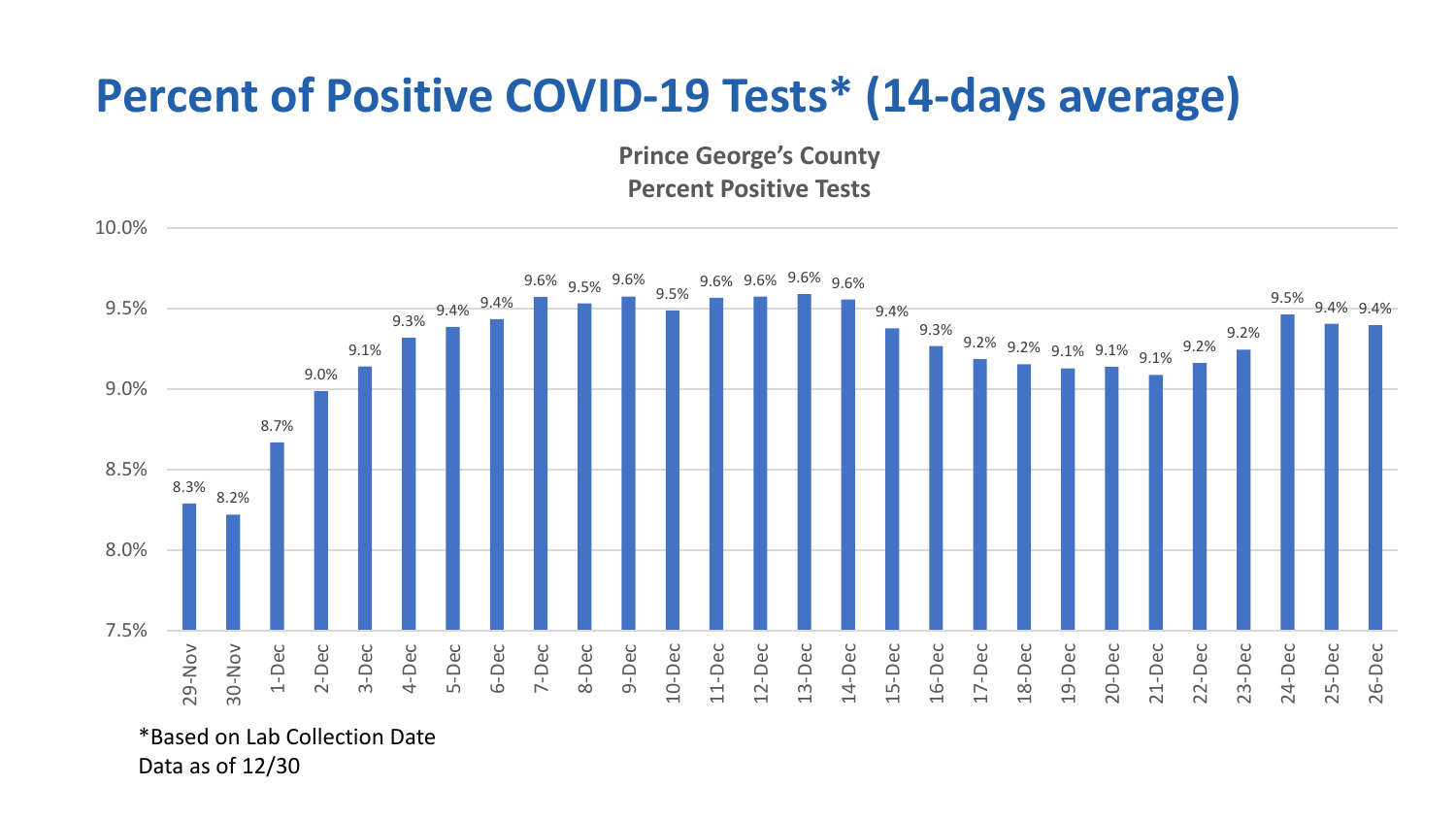# Percent of Positive COVID-19 Tests* (14-days average)

**Prince George's County**
**Percent Positive Tests**

| Date | Percent Positive |
|---|---|
| 29-Nov | 8.3% |
| 30-Nov | 8.2% |
| 1-Dec | 8.7% |
| 2-Dec | 9.0% |
| 3-Dec | 9.1% |
| 4-Dec | 9.3% |
| 5-Dec | 9.4% |
| 6-Dec | 9.4% |
| 7-Dec | 9.6% |
| 8-Dec | 9.5% |
| 9-Dec | 9.6% |
| 10-Dec | 9.5% |
| 11-Dec | 9.6% |
| 12-Dec | 9.6% |
| 13-Dec | 9.6% |
| 14-Dec | 9.6% |
| 15-Dec | 9.4% |
| 16-Dec | 9.3% |
| 17-Dec | 9.2% |
| 18-Dec | 9.2% |
| 19-Dec | 9.1% |
| 20-Dec | 9.1% |
| 21-Dec | 9.1% |
| 22-Dec | 9.2% |
| 23-Dec | 9.2% |
| 24-Dec | 9.5% |
| 25-Dec | 9.4% |
| 26-Dec | 9.4% |

*Based on Lab Collection Date
Data as of 12/30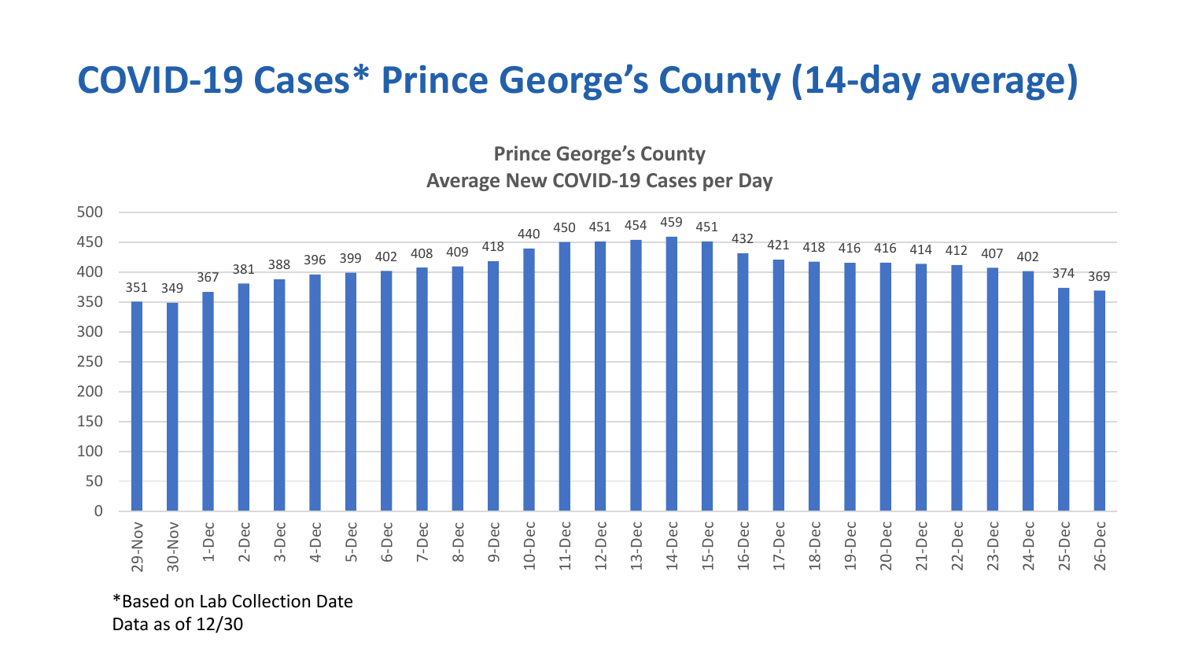# COVID-19 Cases* Prince George's County (14-day average)

**Prince George's County**
**Average New COVID-19 Cases per Day**

| Date | Average New Cases per Day |
|---|---|
| 29-Nov | 351 |
| 30-Nov | 349 |
| 1-Dec | 367 |
| 2-Dec | 381 |
| 3-Dec | 388 |
| 4-Dec | 396 |
| 5-Dec | 399 |
| 6-Dec | 402 |
| 7-Dec | 408 |
| 8-Dec | 409 |
| 9-Dec | 418 |
| 10-Dec | 440 |
| 11-Dec | 450 |
| 12-Dec | 451 |
| 13-Dec | 454 |
| 14-Dec | 459 |
| 15-Dec | 451 |
| 16-Dec | 432 |
| 17-Dec | 421 |
| 18-Dec | 418 |
| 19-Dec | 416 |
| 20-Dec | 416 |
| 21-Dec | 414 |
| 22-Dec | 412 |
| 23-Dec | 407 |
| 24-Dec | 402 |
| 25-Dec | 374 |
| 26-Dec | 369 |

*Based on Lab Collection Date
Data as of 12/30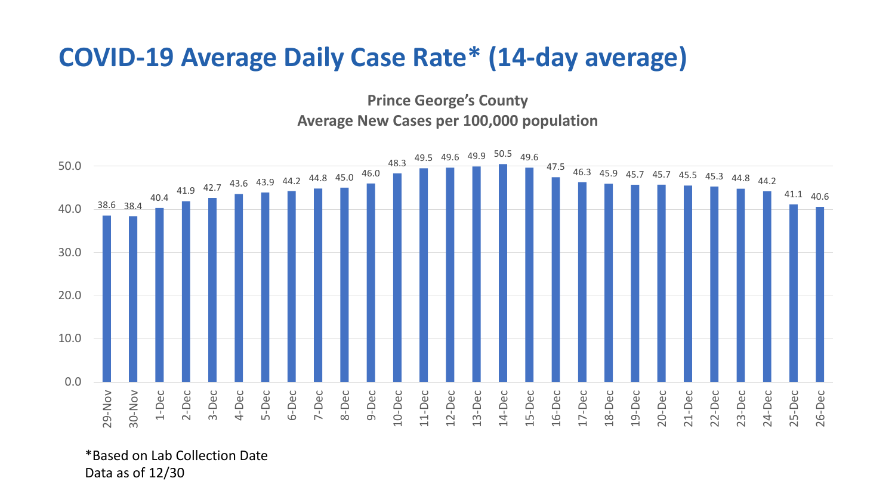# COVID-19 Average Daily Case Rate* (14-day average)

Prince George's County
Average New Cases per 100,000 population

50.0
40.0
30.0
20.0
10.0
0.0

38.6 38.4 40.4 41.9 42.7 43.6 43.9 44.2 44.8 45.0 46.0 48.3 49.5 49.6 49.9 50.5 49.6 47.5 46.3 45.9 45.7 45.7 45.5 45.3 44.8 44.2 41.1 40.6

29-Nov 30-Nov 1-Dec 2-Dec 3-Dec 4-Dec 5-Dec 6-Dec 7-Dec 8-Dec 9-Dec 10-Dec 11-Dec 12-Dec 13-Dec 14-Dec 15-Dec 16-Dec 17-Dec 18-Dec 19-Dec 20-Dec 21-Dec 22-Dec 23-Dec 24-Dec 25-Dec 26-Dec

*Based on Lab Collection Date
Data as of 12/30